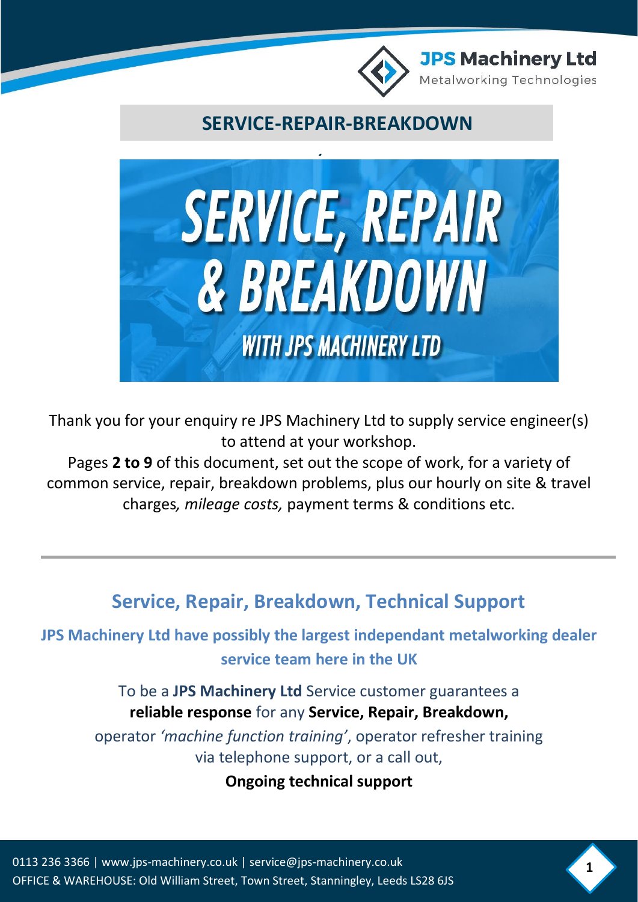JPS Machinery Ltd
Metalworking Technologies

# SERVICE-REPAIR-BREAKDOWN

Thank you for your enquiry re JPS Machinery Ltd to supply service engineer(s) to attend at your workshop.

Pages **2 to 9** of this document, set out the scope of work, for a variety of common service, repair, breakdown problems, plus our hourly on site & travel charges*, mileage costs,* payment terms & conditions etc.

---

## Service, Repair, Breakdown, Technical Support

### JPS Machinery Ltd have possibly the largest independant metalworking dealer service team here in the UK

To be a **JPS Machinery Ltd** Service customer guarantees a **reliable response** for any **Service, Repair, Breakdown,**

operator *'machine function training'*, operator refresher training via telephone support, or a call out,

**Ongoing technical support**

0113 236 3366 | www.jps-machinery.co.uk | service@jps-machinery.co.uk
OFFICE & WAREHOUSE: Old William Street, Town Street, Stanningley, Leeds LS28 6JS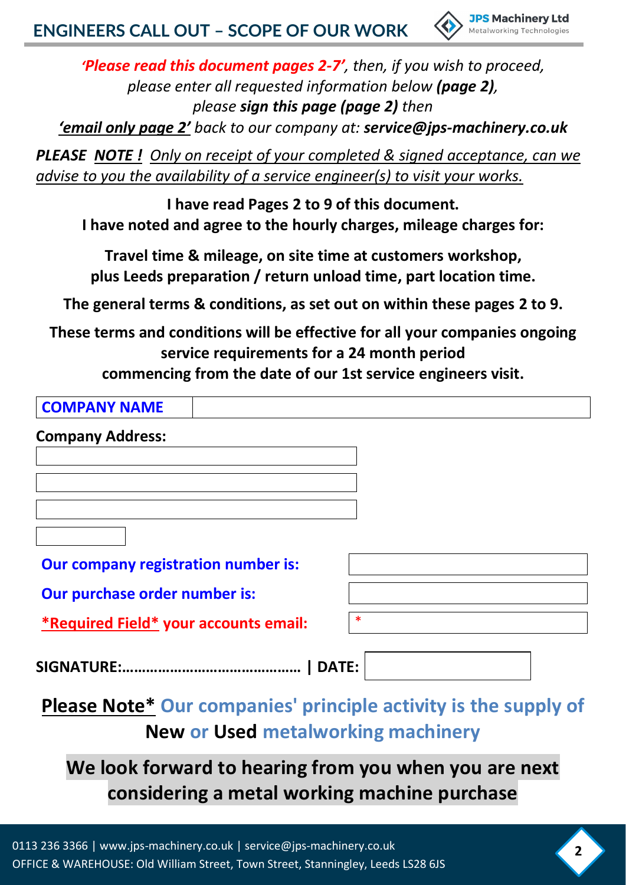# ENGINEERS CALL OUT – SCOPE OF OUR WORK

***'Please read this document pages 2-7'**, then, if you wish to proceed, please enter all requested information below **(page 2)**, please **sign this page (page 2)** then **'email only page 2'** back to our company at: **service@jps-machinery.co.uk***

***PLEASE NOTE !** Only on receipt of your completed & signed acceptance, can we advise to you the availability of a service engineer(s) to visit your works.*

**I have read Pages 2 to 9 of this document.**
**I have noted and agree to the hourly charges, mileage charges for:**

**Travel time & mileage, on site time at customers workshop, plus Leeds preparation / return unload time, part location time.**

**The general terms & conditions, as set out on within these pages 2 to 9.**

**These terms and conditions will be effective for all your companies ongoing service requirements for a 24 month period commencing from the date of our 1st service engineers visit.**

| **COMPANY NAME** | |
|---|---|

**Company Address:**

| |
|---|
| |
| |
| |

| | |
|---|---|
| **Our company registration number is:** | |
| **Our purchase order number is:** | |
| **\*Required Field\* your accounts email:** | * |

**SIGNATURE:…………………………………… | DATE:**

**Please Note\* Our companies' principle activity is the supply of New or Used metalworking machinery**

## We look forward to hearing from you when you are next considering a metal working machine purchase

0113 236 3366 | www.jps-machinery.co.uk | service@jps-machinery.co.uk
OFFICE & WAREHOUSE: Old William Street, Town Street, Stanningley, Leeds LS28 6JS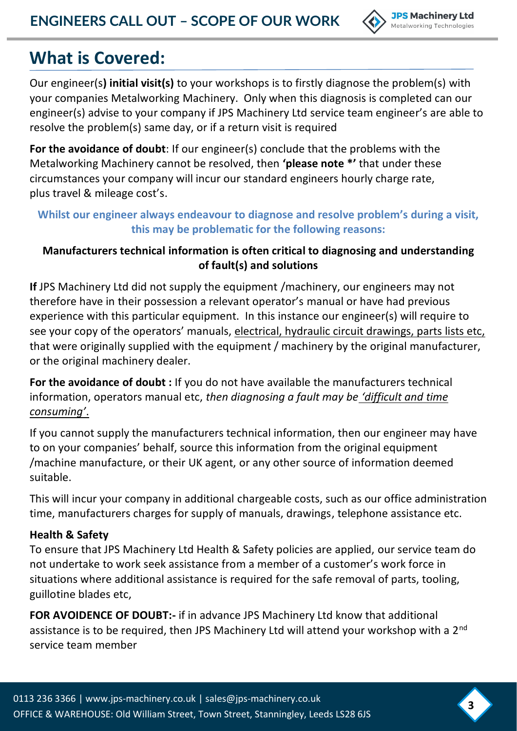# What is Covered:

Our engineer(s**) initial visit(s)** to your workshops is to firstly diagnose the problem(s) with your companies Metalworking Machinery. Only when this diagnosis is completed can our engineer(s) advise to your company if JPS Machinery Ltd service team engineer's are able to resolve the problem(s) same day, or if a return visit is required

**For the avoidance of doubt**: If our engineer(s) conclude that the problems with the Metalworking Machinery cannot be resolved, then **'please note *'** that under these circumstances your company will incur our standard engineers hourly charge rate, plus travel & mileage cost's.

**Whilst our engineer always endeavour to diagnose and resolve problem's during a visit, this may be problematic for the following reasons:**

**Manufacturers technical information is often critical to diagnosing and understanding of fault(s) and solutions**

**If** JPS Machinery Ltd did not supply the equipment /machinery, our engineers may not therefore have in their possession a relevant operator's manual or have had previous experience with this particular equipment. In this instance our engineer(s) will require to see your copy of the operators' manuals, electrical, hydraulic circuit drawings, parts lists etc, that were originally supplied with the equipment / machinery by the original manufacturer, or the original machinery dealer.

**For the avoidance of doubt :** If you do not have available the manufacturers technical information, operators manual etc, *then diagnosing a fault may be 'difficult and time consuming'*.

If you cannot supply the manufacturers technical information, then our engineer may have to on your companies' behalf, source this information from the original equipment /machine manufacture, or their UK agent, or any other source of information deemed suitable.

This will incur your company in additional chargeable costs, such as our office administration time, manufacturers charges for supply of manuals, drawings, telephone assistance etc.

**Health & Safety**

To ensure that JPS Machinery Ltd Health & Safety policies are applied, our service team do not undertake to work seek assistance from a member of a customer's work force in situations where additional assistance is required for the safe removal of parts, tooling, guillotine blades etc,

**FOR AVOIDENCE OF DOUBT:-** if in advance JPS Machinery Ltd know that additional assistance is to be required, then JPS Machinery Ltd will attend your workshop with a 2nd service team member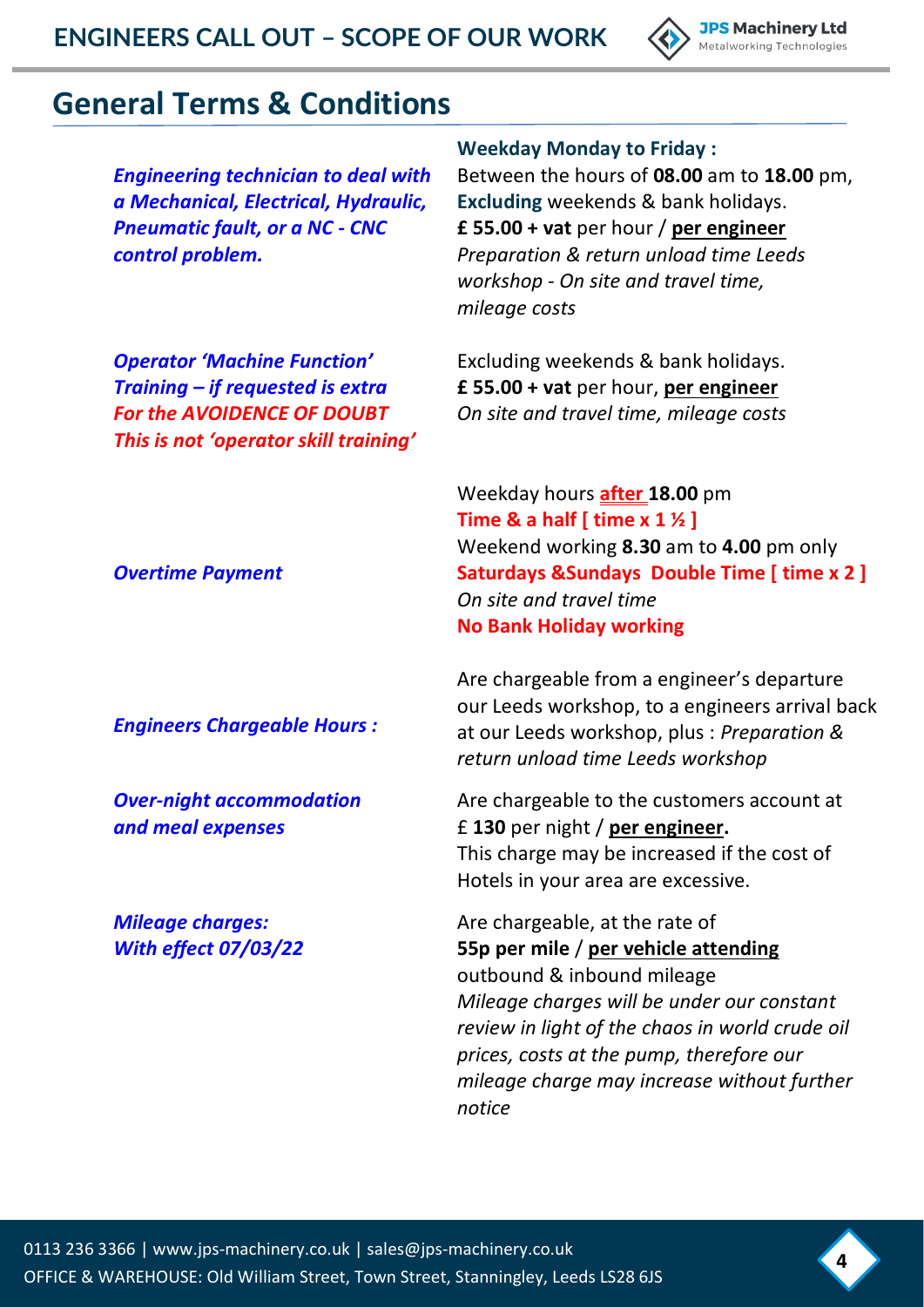## General Terms & Conditions

| | |
|---|---|
| ***Engineering technician to deal with a Mechanical, Electrical, Hydraulic, Pneumatic fault, or a NC - CNC control problem.*** | **Weekday Monday to Friday :** Between the hours of **08.00** am to **18.00** pm, **Excluding** weekends & bank holidays. **£ 55.00 + vat** per hour / **per engineer** *Preparation & return unload time Leeds workshop - On site and travel time, mileage costs* |
| ***Operator 'Machine Function' Training – if requested is extra For the AVOIDENCE OF DOUBT This is not 'operator skill training'*** | Excluding weekends & bank holidays. **£ 55.00 + vat** per hour, **per engineer** *On site and travel time, mileage costs* |
| ***Overtime Payment*** | Weekday hours **after 18.00** pm **Time & a half [ time x 1 ½ ]** Weekend working **8.30** am to **4.00** pm only **Saturdays &Sundays Double Time [ time x 2 ]** *On site and travel time* **No Bank Holiday working** |
| ***Engineers Chargeable Hours :*** | Are chargeable from a engineer's departure our Leeds workshop, to a engineers arrival back at our Leeds workshop, plus : *Preparation & return unload time Leeds workshop* |
| ***Over-night accommodation and meal expenses*** | Are chargeable to the customers account at £ **130** per night / **per engineer.** This charge may be increased if the cost of Hotels in your area are excessive. |
| ***Mileage charges: With effect 07/03/22*** | Are chargeable, at the rate of **55p per mile** / **per vehicle attending** outbound & inbound mileage *Mileage charges will be under our constant review in light of the chaos in world crude oil prices, costs at the pump, therefore our mileage charge may increase without further notice* |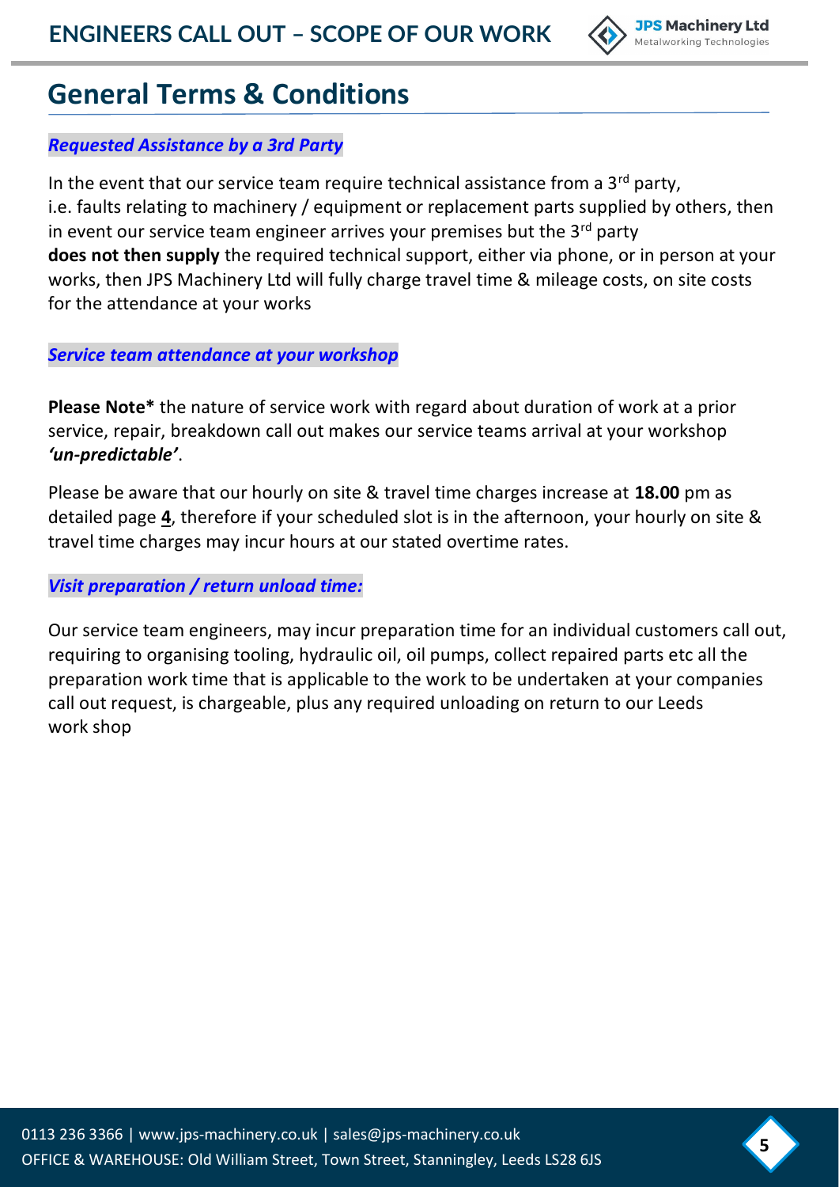# General Terms & Conditions

### *Requested Assistance by a 3rd Party*

In the event that our service team require technical assistance from a 3rd party, i.e. faults relating to machinery / equipment or replacement parts supplied by others, then in event our service team engineer arrives your premises but the 3rd party **does not then supply** the required technical support, either via phone, or in person at your works, then JPS Machinery Ltd will fully charge travel time & mileage costs, on site costs for the attendance at your works

### *Service team attendance at your workshop*

**Please Note*** the nature of service work with regard about duration of work at a prior service, repair, breakdown call out makes our service teams arrival at your workshop ***'un-predictable'***.

Please be aware that our hourly on site & travel time charges increase at **18.00** pm as detailed page **4**, therefore if your scheduled slot is in the afternoon, your hourly on site & travel time charges may incur hours at our stated overtime rates.

### *Visit preparation / return unload time:*

Our service team engineers, may incur preparation time for an individual customers call out, requiring to organising tooling, hydraulic oil, oil pumps, collect repaired parts etc all the preparation work time that is applicable to the work to be undertaken at your companies call out request, is chargeable, plus any required unloading on return to our Leeds work shop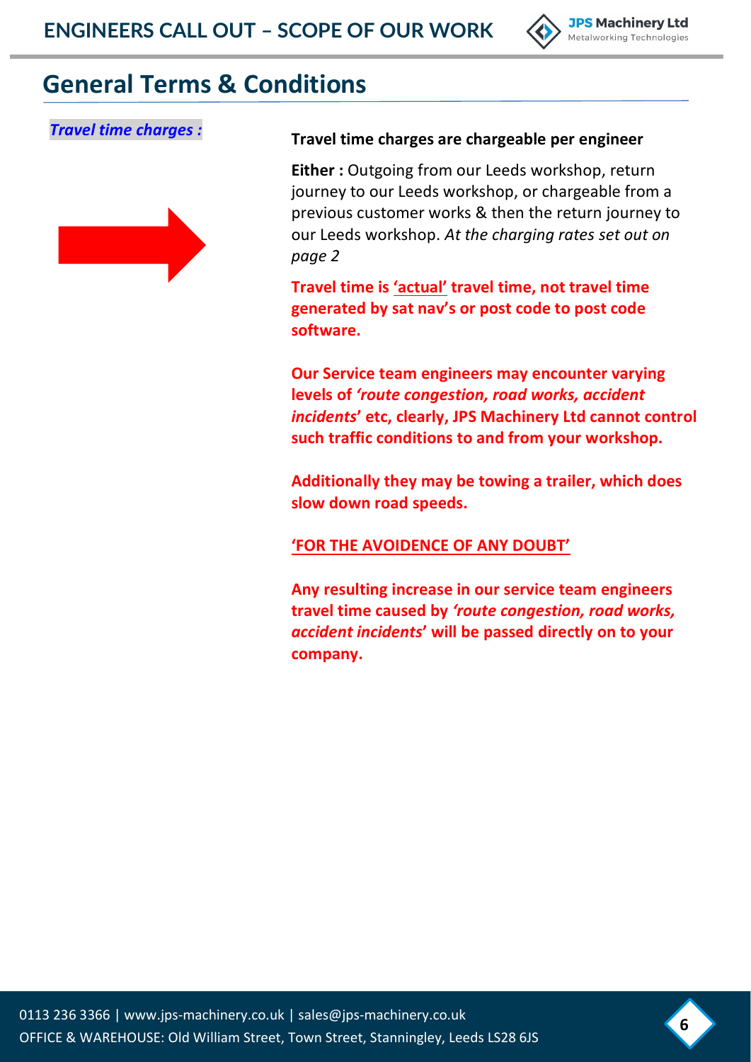# General Terms & Conditions

***Travel time charges :***

**Travel time charges are chargeable per engineer**

**Either :** Outgoing from our Leeds workshop, return journey to our Leeds workshop, or chargeable from a previous customer works & then the return journey to our Leeds workshop. *At the charging rates set out on page 2*

**Travel time is 'actual' travel time, not travel time generated by sat nav's or post code to post code software.**

**Our Service team engineers may encounter varying levels of *'route congestion, road works, accident incidents'* etc, clearly, JPS Machinery Ltd cannot control such traffic conditions to and from your workshop.**

**Additionally they may be towing a trailer, which does slow down road speeds.**

**'FOR THE AVOIDENCE OF ANY DOUBT'**

**Any resulting increase in our service team engineers travel time caused by *'route congestion, road works, accident incidents'* will be passed directly on to your company.**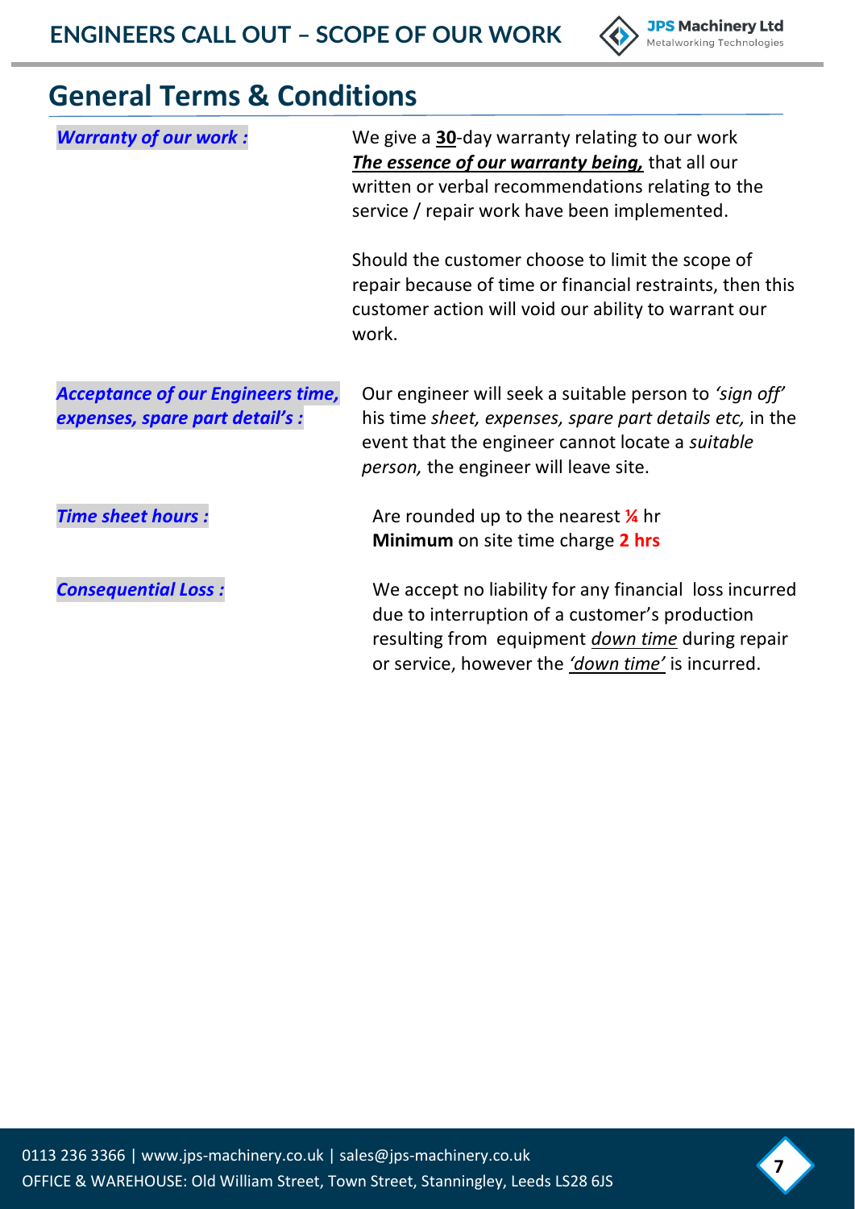## General Terms & Conditions

| | |
|---|---|
| ***Warranty of our work :*** | We give a **30**-day warranty relating to our work ***The essence of our warranty being,*** that all our written or verbal recommendations relating to the service / repair work have been implemented.<br><br>Should the customer choose to limit the scope of repair because of time or financial restraints, then this customer action will void our ability to warrant our work. |
| ***Acceptance of our Engineers time, expenses, spare part detail's :*** | Our engineer will seek a suitable person to *'sign off'* his time *sheet, expenses, spare part details etc,* in the event that the engineer cannot locate a *suitable person,* the engineer will leave site. |
| ***Time sheet hours :*** | Are rounded up to the nearest **¼** hr<br>**Minimum** on site time charge **2 hrs** |
| ***Consequential Loss :*** | We accept no liability for any financial loss incurred due to interruption of a customer's production resulting from equipment *down time* during repair or service, however the *'down time'* is incurred. |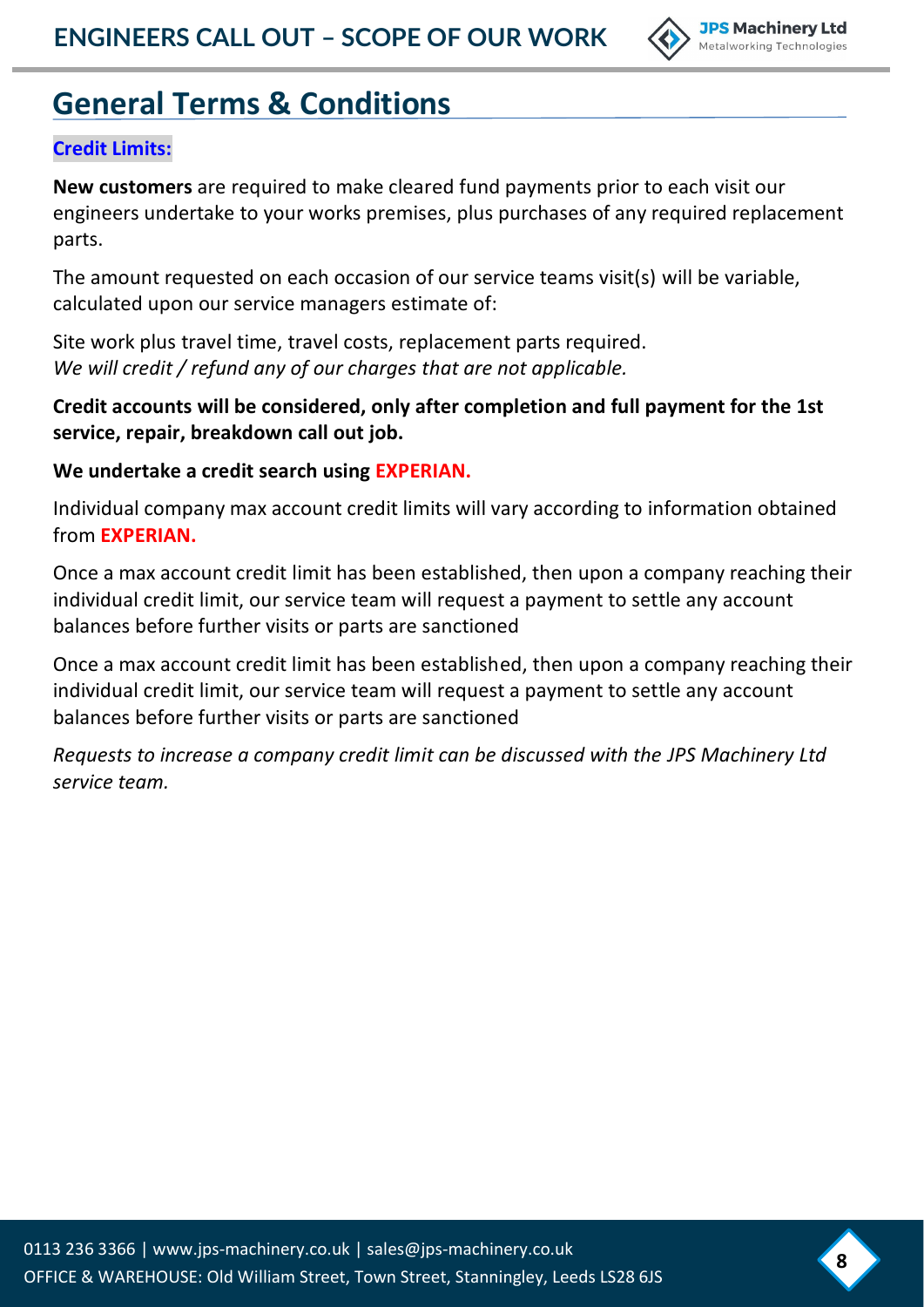# General Terms & Conditions

**Credit Limits:**

**New customers** are required to make cleared fund payments prior to each visit our engineers undertake to your works premises, plus purchases of any required replacement parts.

The amount requested on each occasion of our service teams visit(s) will be variable, calculated upon our service managers estimate of:

Site work plus travel time, travel costs, replacement parts required.
*We will credit / refund any of our charges that are not applicable.*

**Credit accounts will be considered, only after completion and full payment for the 1st service, repair, breakdown call out job.**

**We undertake a credit search using EXPERIAN.**

Individual company max account credit limits will vary according to information obtained from **EXPERIAN.**

Once a max account credit limit has been established, then upon a company reaching their individual credit limit, our service team will request a payment to settle any account balances before further visits or parts are sanctioned

Once a max account credit limit has been established, then upon a company reaching their individual credit limit, our service team will request a payment to settle any account balances before further visits or parts are sanctioned

*Requests to increase a company credit limit can be discussed with the JPS Machinery Ltd service team.*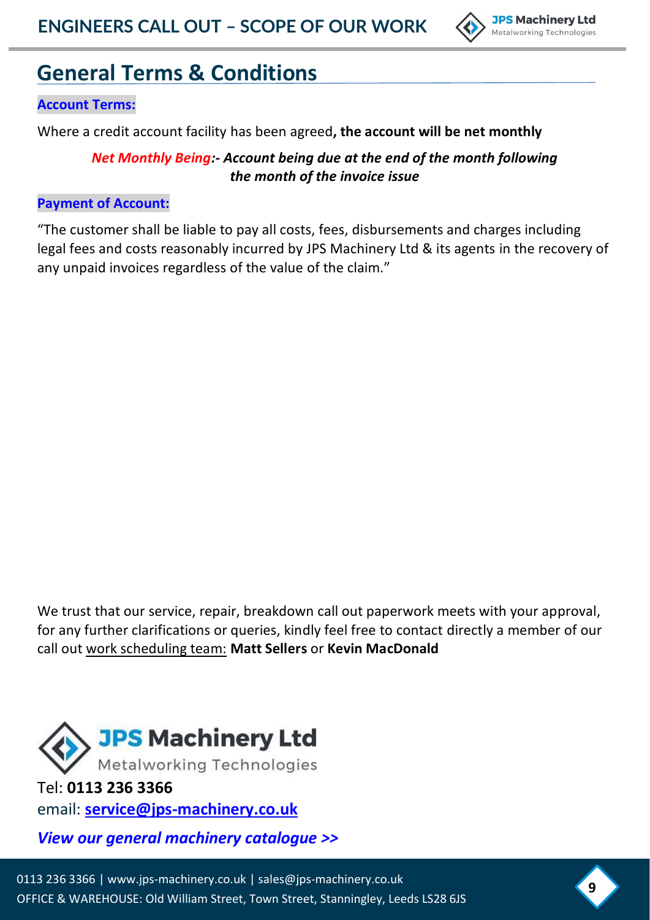# General Terms & Conditions

**Account Terms:**

Where a credit account facility has been agreed**, the account will be net monthly**

***Net Monthly Being:- Account being due at the end of the month following the month of the invoice issue***

**Payment of Account:**

"The customer shall be liable to pay all costs, fees, disbursements and charges including legal fees and costs reasonably incurred by JPS Machinery Ltd & its agents in the recovery of any unpaid invoices regardless of the value of the claim."

We trust that our service, repair, breakdown call out paperwork meets with your approval, for any further clarifications or queries, kindly feel free to contact directly a member of our call out work scheduling team: **Matt Sellers** or **Kevin MacDonald**

**JPS Machinery Ltd**
Metalworking Technologies

Tel: **0113 236 3366**
email: **service@jps-machinery.co.uk**

***View our general machinery catalogue >>***

0113 236 3366 | www.jps-machinery.co.uk | sales@jps-machinery.co.uk
OFFICE & WAREHOUSE: Old William Street, Town Street, Stanningley, Leeds LS28 6JS